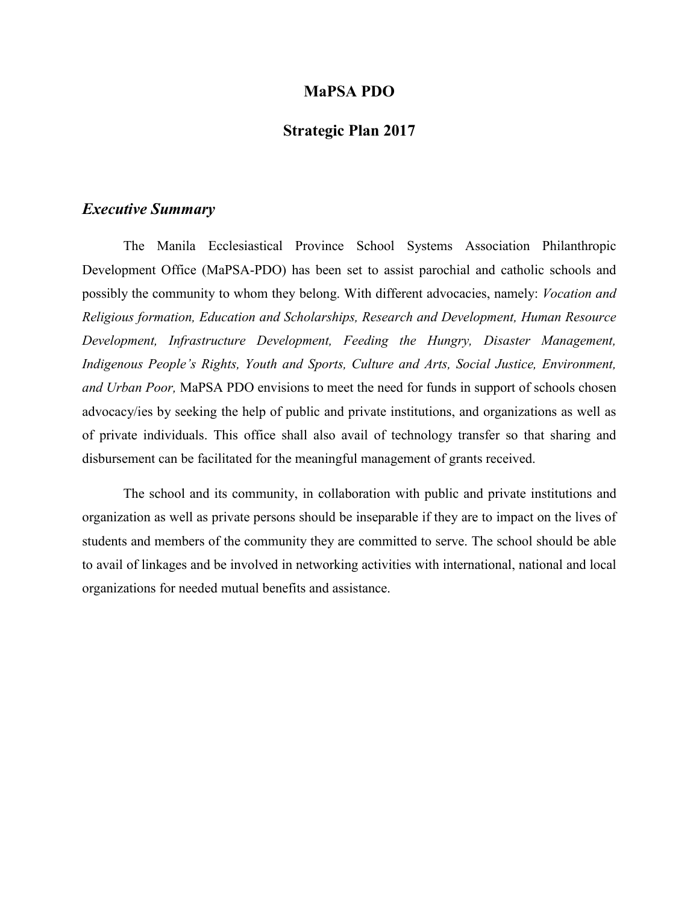# MaPSA PDO

## Strategic Plan 2017

### *Executive Summary*

The Manila Ecclesiastical Province School Systems Association Philanthropic Development Office (MaPSA-PDO) has been set to assist parochial and catholic schools and possibly the community to whom they belong. With different advocacies, namely: *Vocation and Religious formation, Education and Scholarships, Research and Development, Human Resource Development, Infrastructure Development, Feeding the Hungry, Disaster Management, Indigenous People's Rights, Youth and Sports, Culture and Arts, Social Justice, Environment, and Urban Poor,* MaPSA PDO envisions to meet the need for funds in support of schools chosen advocacy/ies by seeking the help of public and private institutions, and organizations as well as of private individuals. This office shall also avail of technology transfer so that sharing and disbursement can be facilitated for the meaningful management of grants received.

The school and its community, in collaboration with public and private institutions and organization as well as private persons should be inseparable if they are to impact on the lives of students and members of the community they are committed to serve. The school should be able to avail of linkages and be involved in networking activities with international, national and local organizations for needed mutual benefits and assistance.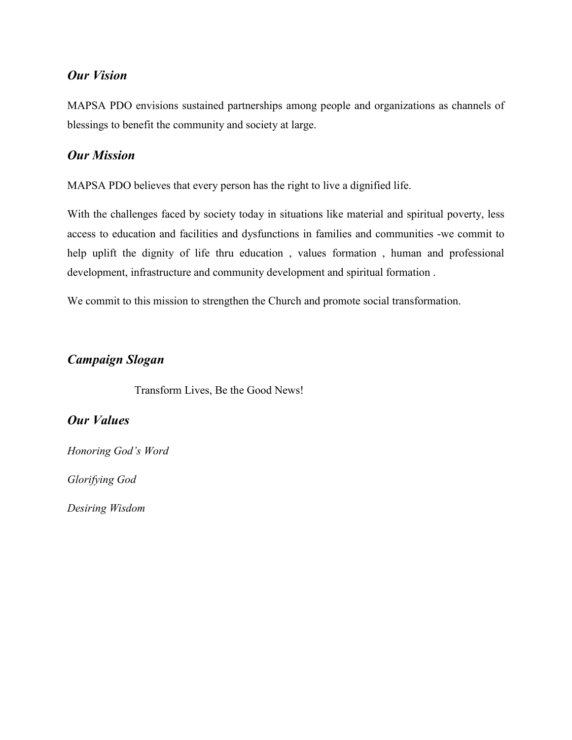### *Our Vision*

MAPSA PDO envisions sustained partnerships among people and organizations as channels of blessings to benefit the community and society at large.

### *Our Mission*

MAPSA PDO believes that every person has the right to live a dignified life.

With the challenges faced by society today in situations like material and spiritual poverty, less access to education and facilities and dysfunctions in families and communities -we commit to help uplift the dignity of life thru education , values formation , human and professional development, infrastructure and community development and spiritual formation .

We commit to this mission to strengthen the Church and promote social transformation.

### *Campaign Slogan*

Transform Lives, Be the Good News!

### *Our Values*

*Honoring God's Word*

*Glorifying God*

*Desiring Wisdom*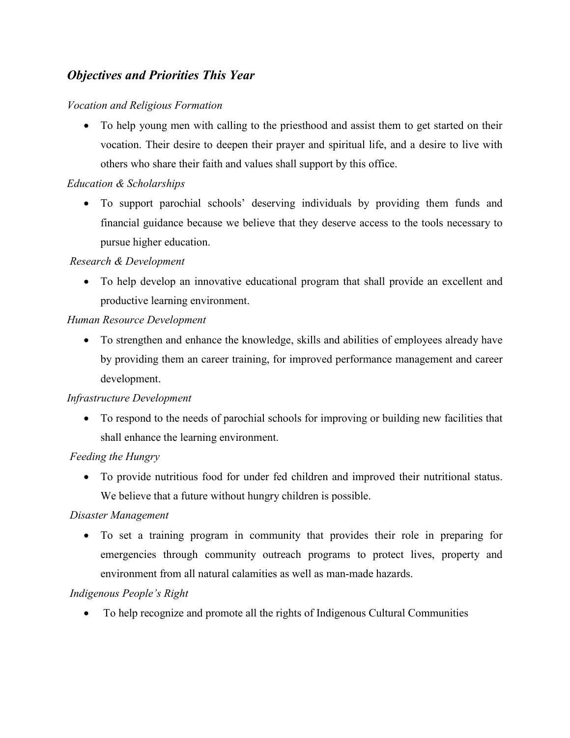## *Objectives and Priorities This Year*

*Vocation and Religious Formation*

- To help young men with calling to the priesthood and assist them to get started on their vocation. Their desire to deepen their prayer and spiritual life, and a desire to live with others who share their faith and values shall support by this office.

*Education & Scholarships*

- To support parochial schools' deserving individuals by providing them funds and financial guidance because we believe that they deserve access to the tools necessary to pursue higher education.

*Research & Development*

- To help develop an innovative educational program that shall provide an excellent and productive learning environment.

*Human Resource Development*

- To strengthen and enhance the knowledge, skills and abilities of employees already have by providing them an career training, for improved performance management and career development.

*Infrastructure Development*

- To respond to the needs of parochial schools for improving or building new facilities that shall enhance the learning environment.

*Feeding the Hungry*

- To provide nutritious food for under fed children and improved their nutritional status. We believe that a future without hungry children is possible.

*Disaster Management*

- To set a training program in community that provides their role in preparing for emergencies through community outreach programs to protect lives, property and environment from all natural calamities as well as man-made hazards.

*Indigenous People's Right*

- To help recognize and promote all the rights of Indigenous Cultural Communities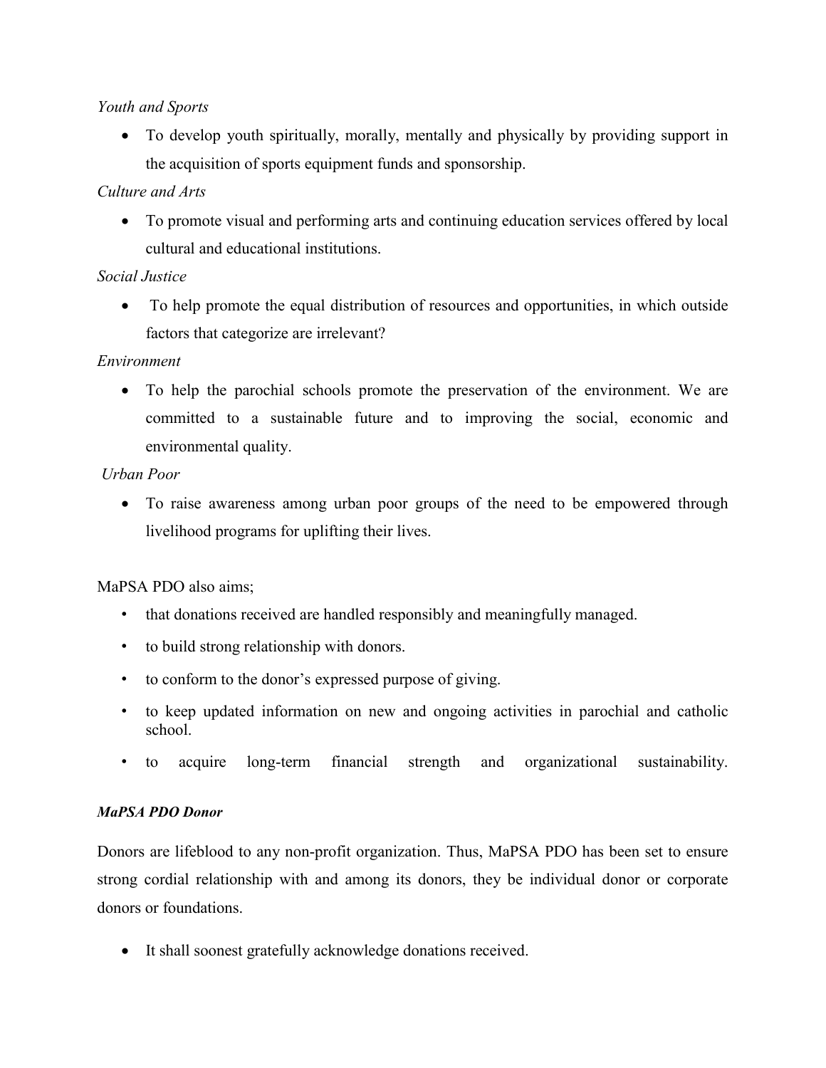*Youth and Sports*

- To develop youth spiritually, morally, mentally and physically by providing support in the acquisition of sports equipment funds and sponsorship.

*Culture and Arts*

- To promote visual and performing arts and continuing education services offered by local cultural and educational institutions.

*Social Justice*

- To help promote the equal distribution of resources and opportunities, in which outside factors that categorize are irrelevant?

*Environment*

- To help the parochial schools promote the preservation of the environment. We are committed to a sustainable future and to improving the social, economic and environmental quality.

*Urban Poor*

- To raise awareness among urban poor groups of the need to be empowered through livelihood programs for uplifting their lives.

MaPSA PDO also aims;

- that donations received are handled responsibly and meaningfully managed.
- to build strong relationship with donors.
- to conform to the donor's expressed purpose of giving.
- to keep updated information on new and ongoing activities in parochial and catholic school.
- to acquire long-term financial strength and organizational sustainability.

***MaPSA PDO Donor***

Donors are lifeblood to any non-profit organization. Thus, MaPSA PDO has been set to ensure strong cordial relationship with and among its donors, they be individual donor or corporate donors or foundations.

- It shall soonest gratefully acknowledge donations received.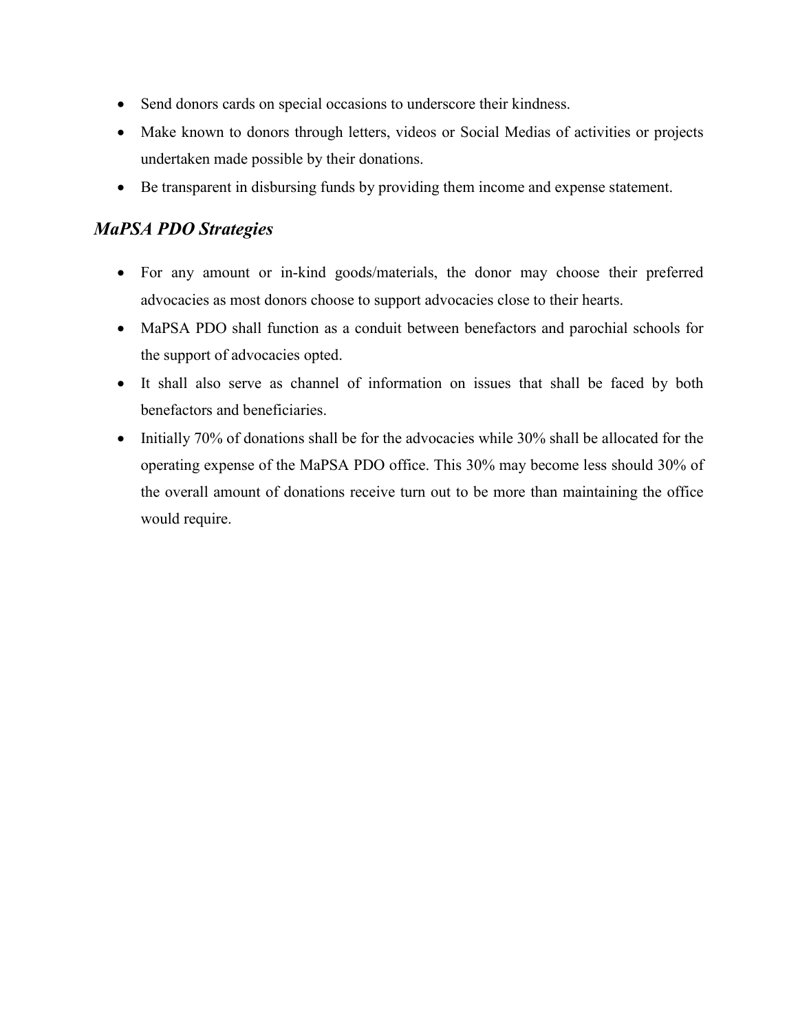- Send donors cards on special occasions to underscore their kindness.
- Make known to donors through letters, videos or Social Medias of activities or projects undertaken made possible by their donations.
- Be transparent in disbursing funds by providing them income and expense statement.

### *MaPSA PDO Strategies*

- For any amount or in-kind goods/materials, the donor may choose their preferred advocacies as most donors choose to support advocacies close to their hearts.
- MaPSA PDO shall function as a conduit between benefactors and parochial schools for the support of advocacies opted.
- It shall also serve as channel of information on issues that shall be faced by both benefactors and beneficiaries.
- Initially 70% of donations shall be for the advocacies while 30% shall be allocated for the operating expense of the MaPSA PDO office. This 30% may become less should 30% of the overall amount of donations receive turn out to be more than maintaining the office would require.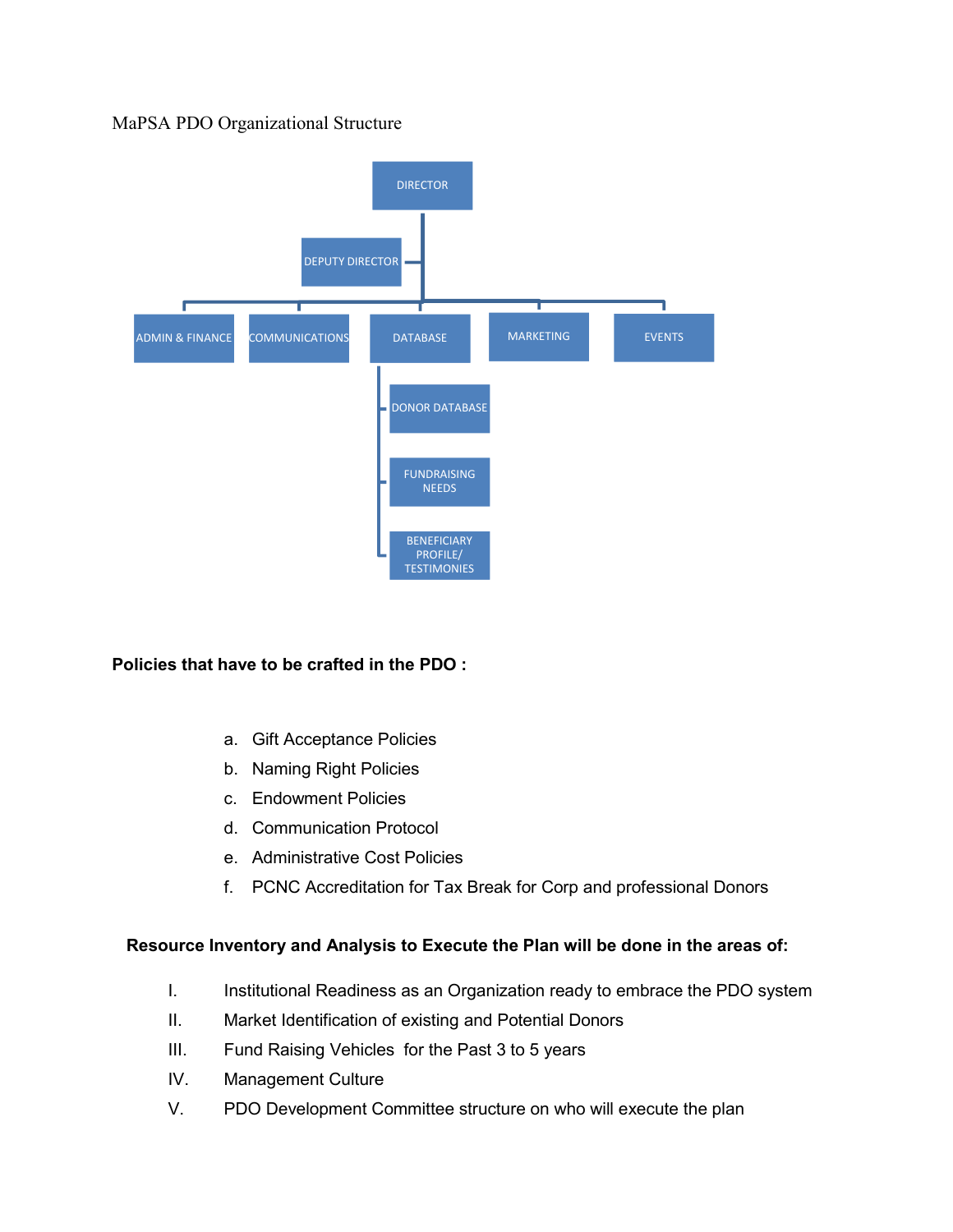MaPSA PDO Organizational Structure

DIRECTOR

DEPUTY DIRECTOR

ADMIN & FINANCE

COMMUNICATIONS

DATABASE

MARKETING

EVENTS

DONOR DATABASE

FUNDRAISING NEEDS

BENEFICIARY PROFILE/ TESTIMONIES

**Policies that have to be crafted in the PDO :**

a. Gift Acceptance Policies
b. Naming Right Policies
c. Endowment Policies
d. Communication Protocol
e. Administrative Cost Policies
f. PCNC Accreditation for Tax Break for Corp and professional Donors

**Resource Inventory and Analysis to Execute the Plan will be done in the areas of:**

I. Institutional Readiness as an Organization ready to embrace the PDO system
II. Market Identification of existing and Potential Donors
III. Fund Raising Vehicles for the Past 3 to 5 years
IV. Management Culture
V. PDO Development Committee structure on who will execute the plan